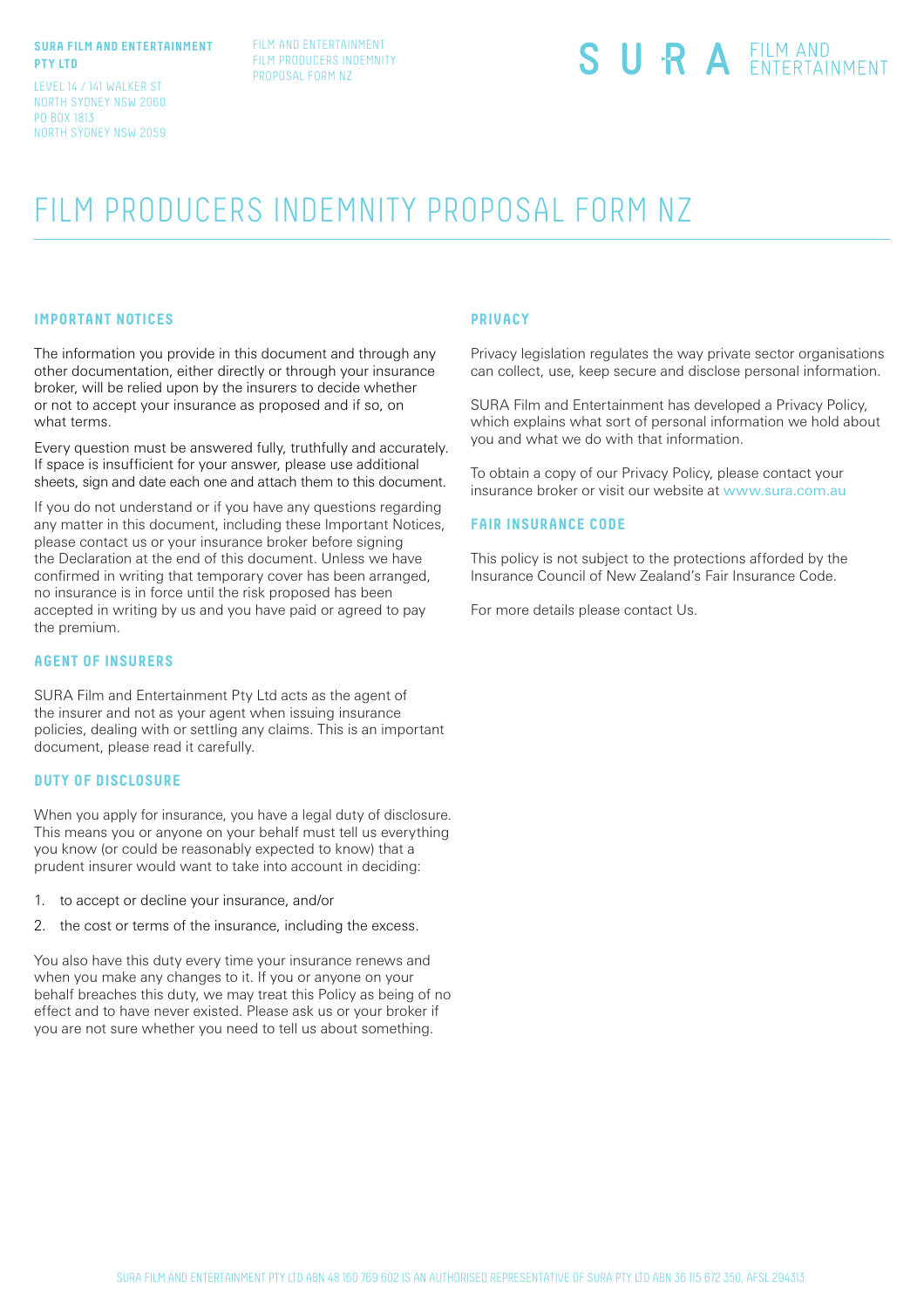**SURA FILM AND ENTERTAINMENT PTY LTD**

LEVEL 14 / 141 WALKER ST
NORTH SYDNEY NSW 2060
PO BOX 1813
NORTH SYDNEY NSW 2059

FILM AND ENTERTAINMENT
FILM PRODUCERS INDEMNITY
PROPOSAL FORM NZ

SURA FILM AND ENTERTAINMENT

# FILM PRODUCERS INDEMNITY PROPOSAL FORM NZ

## IMPORTANT NOTICES

The information you provide in this document and through any other documentation, either directly or through your insurance broker, will be relied upon by the insurers to decide whether or not to accept your insurance as proposed and if so, on what terms.

Every question must be answered fully, truthfully and accurately. If space is insufficient for your answer, please use additional sheets, sign and date each one and attach them to this document.

If you do not understand or if you have any questions regarding any matter in this document, including these Important Notices, please contact us or your insurance broker before signing the Declaration at the end of this document. Unless we have confirmed in writing that temporary cover has been arranged, no insurance is in force until the risk proposed has been accepted in writing by us and you have paid or agreed to pay the premium.

## AGENT OF INSURERS

SURA Film and Entertainment Pty Ltd acts as the agent of the insurer and not as your agent when issuing insurance policies, dealing with or settling any claims. This is an important document, please read it carefully.

## DUTY OF DISCLOSURE

When you apply for insurance, you have a legal duty of disclosure. This means you or anyone on your behalf must tell us everything you know (or could be reasonably expected to know) that a prudent insurer would want to take into account in deciding:

1. to accept or decline your insurance, and/or
2. the cost or terms of the insurance, including the excess.

You also have this duty every time your insurance renews and when you make any changes to it. If you or anyone on your behalf breaches this duty, we may treat this Policy as being of no effect and to have never existed. Please ask us or your broker if you are not sure whether you need to tell us about something.

## PRIVACY

Privacy legislation regulates the way private sector organisations can collect, use, keep secure and disclose personal information.

SURA Film and Entertainment has developed a Privacy Policy, which explains what sort of personal information we hold about you and what we do with that information.

To obtain a copy of our Privacy Policy, please contact your insurance broker or visit our website at www.sura.com.au

## FAIR INSURANCE CODE

This policy is not subject to the protections afforded by the Insurance Council of New Zealand's Fair Insurance Code.

For more details please contact Us.

SURA FILM AND ENTERTAINMENT PTY LTD ABN 48 160 769 602 IS AN AUTHORISED REPRESENTATIVE OF SURA PTY LTD ABN 36 115 672 350, AFSL 294313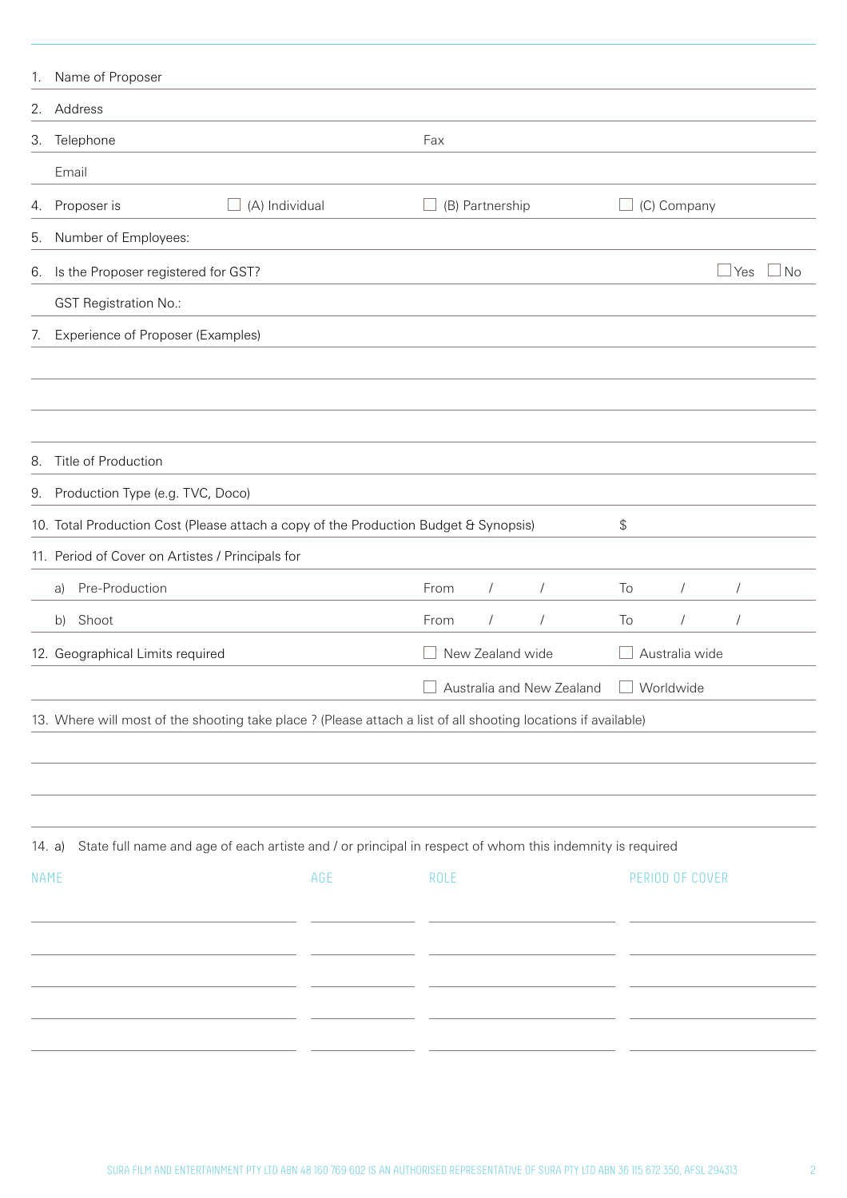1. Name of Proposer
2. Address
3. Telephone Fax

   Email
4. Proposer is ☐ (A) Individual ☐ (B) Partnership ☐ (C) Company
5. Number of Employees:
6. Is the Proposer registered for GST? ☐ Yes ☐ No

   GST Registration No.:
7. Experience of Proposer (Examples)

8. Title of Production
9. Production Type (e.g. TVC, Doco)
10. Total Production Cost (Please attach a copy of the Production Budget & Synopsis) $
11. Period of Cover on Artistes / Principals for

    a) Pre-Production From / / To / /

    b) Shoot From / / To / /
12. Geographical Limits required ☐ New Zealand wide ☐ Australia wide ☐ Australia and New Zealand ☐ Worldwide
13. Where will most of the shooting take place ? (Please attach a list of all shooting locations if available)

14. a) State full name and age of each artiste and / or principal in respect of whom this indemnity is required

| NAME | AGE | ROLE | PERIOD OF COVER |
|---|---|---|---|
| | | | |
| | | | |
| | | | |
| | | | |
| | | | |

SURA FILM AND ENTERTAINMENT PTY LTD ABN 48 160 769 602 IS AN AUTHORISED REPRESENTATIVE OF SURA PTY LTD ABN 36 115 672 350, AFSL 294313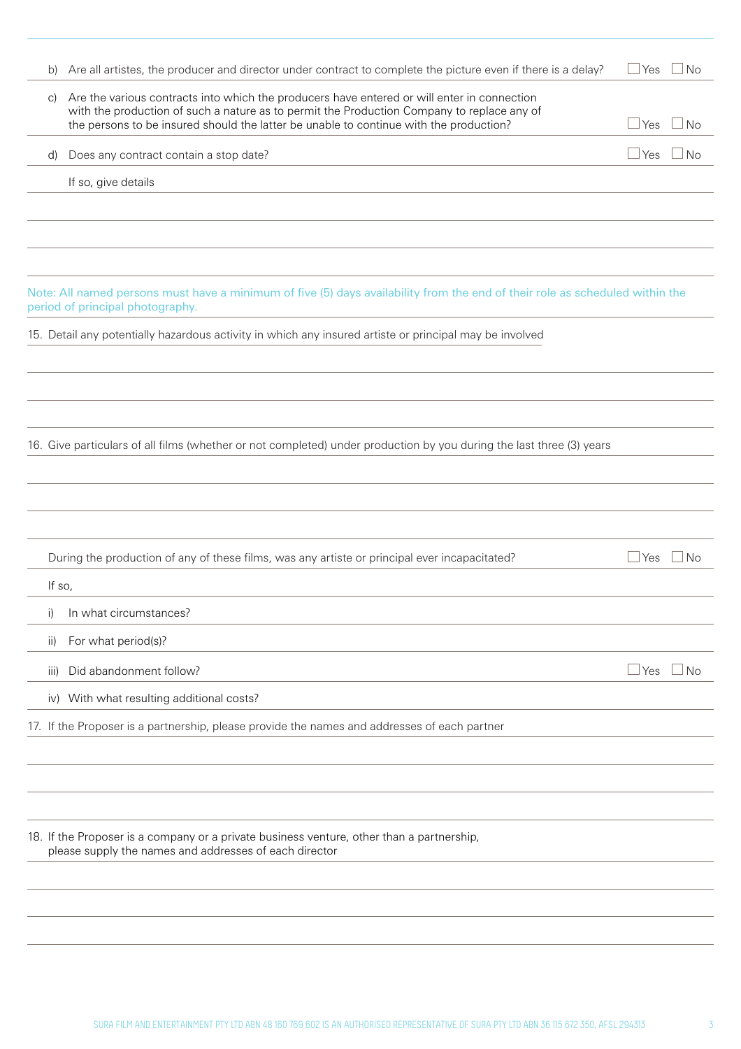b) Are all artistes, the producer and director under contract to complete the picture even if there is a delay? ☐ Yes ☐ No

c) Are the various contracts into which the producers have entered or will enter in connection with the production of such a nature as to permit the Production Company to replace any of the persons to be insured should the latter be unable to continue with the production? ☐ Yes ☐ No

d) Does any contract contain a stop date? ☐ Yes ☐ No

If so, give details

Note: All named persons must have a minimum of five (5) days availability from the end of their role as scheduled within the period of principal photography.

15. Detail any potentially hazardous activity in which any insured artiste or principal may be involved

16. Give particulars of all films (whether or not completed) under production by you during the last three (3) years

During the production of any of these films, was any artiste or principal ever incapacitated? ☐ Yes ☐ No

If so,

i) In what circumstances?

ii) For what period(s)?

iii) Did abandonment follow? ☐ Yes ☐ No

iv) With what resulting additional costs?

17. If the Proposer is a partnership, please provide the names and addresses of each partner

18. If the Proposer is a company or a private business venture, other than a partnership, please supply the names and addresses of each director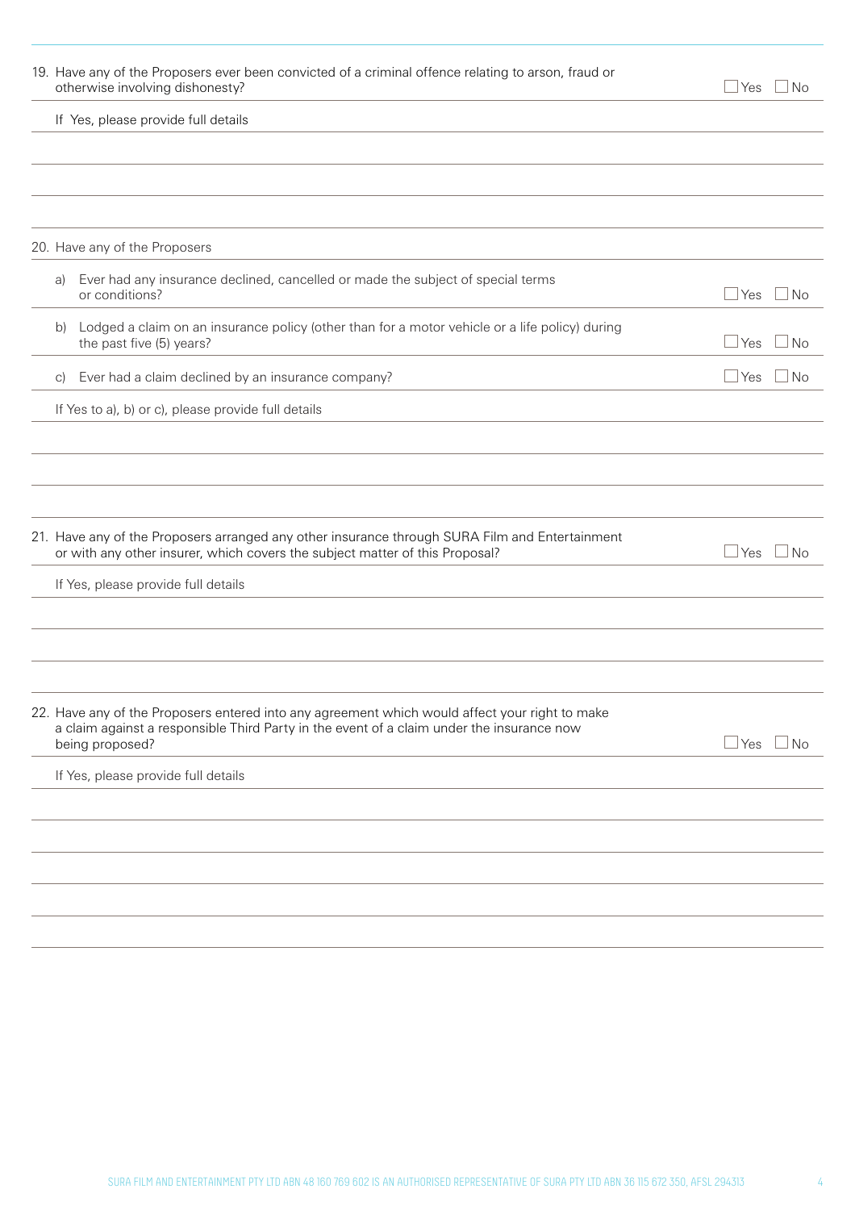19. Have any of the Proposers ever been convicted of a criminal offence relating to arson, fraud or otherwise involving dishonesty? ☐ Yes ☐ No

If Yes, please provide full details

20. Have any of the Proposers

a) Ever had any insurance declined, cancelled or made the subject of special terms or conditions? ☐ Yes ☐ No

b) Lodged a claim on an insurance policy (other than for a motor vehicle or a life policy) during the past five (5) years? ☐ Yes ☐ No

c) Ever had a claim declined by an insurance company? ☐ Yes ☐ No

If Yes to a), b) or c), please provide full details

21. Have any of the Proposers arranged any other insurance through SURA Film and Entertainment or with any other insurer, which covers the subject matter of this Proposal? ☐ Yes ☐ No

If Yes, please provide full details

22. Have any of the Proposers entered into any agreement which would affect your right to make a claim against a responsible Third Party in the event of a claim under the insurance now being proposed? ☐ Yes ☐ No

If Yes, please provide full details

SURA FILM AND ENTERTAINMENT PTY LTD ABN 48 160 769 602 IS AN AUTHORISED REPRESENTATIVE OF SURA PTY LTD ABN 36 115 672 350, AFSL 294313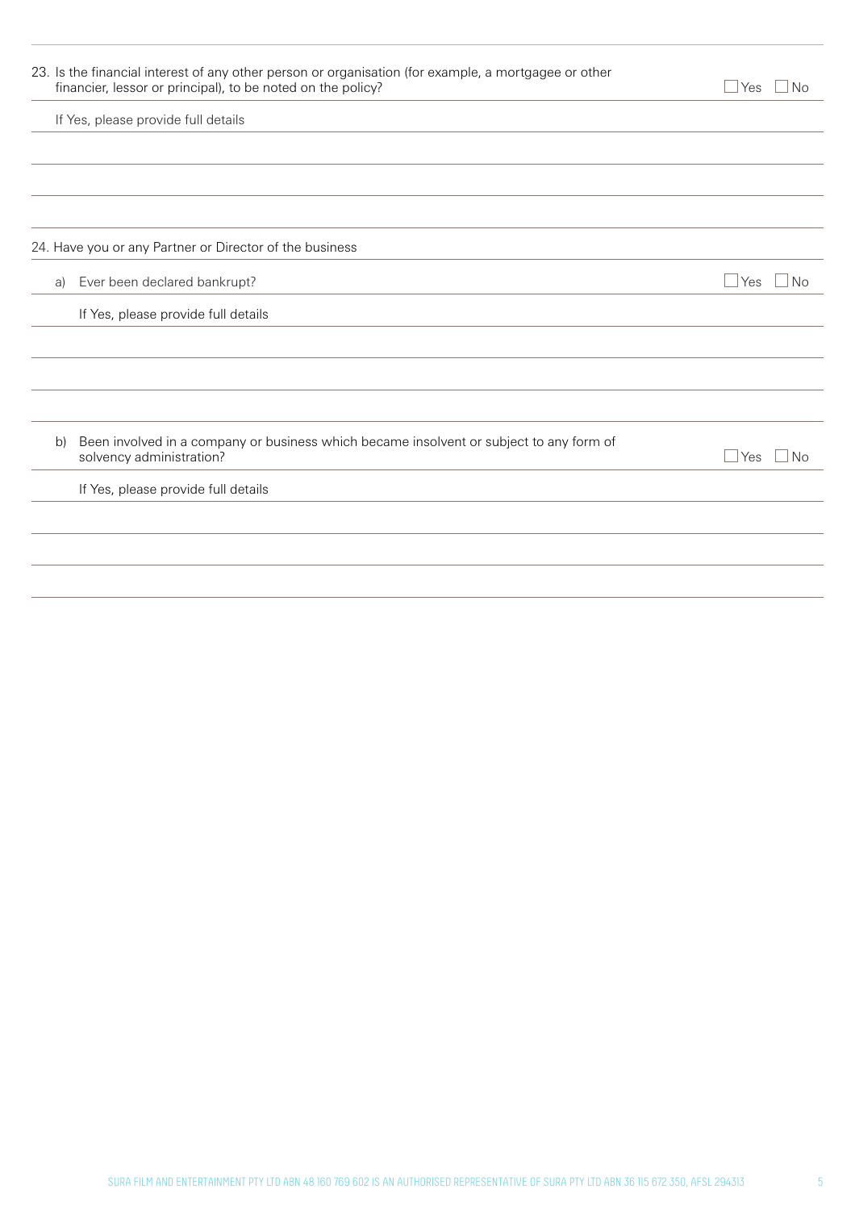23. Is the financial interest of any other person or organisation (for example, a mortgagee or other financier, lessor or principal), to be noted on the policy? ☐ Yes ☐ No

If Yes, please provide full details

24. Have you or any Partner or Director of the business

a) Ever been declared bankrupt? ☐ Yes ☐ No

If Yes, please provide full details

b) Been involved in a company or business which became insolvent or subject to any form of solvency administration? ☐ Yes ☐ No

If Yes, please provide full details

SURA FILM AND ENTERTAINMENT PTY LTD ABN 48 160 769 602 IS AN AUTHORISED REPRESENTATIVE OF SURA PTY LTD ABN 36 115 672 350, AFSL 294313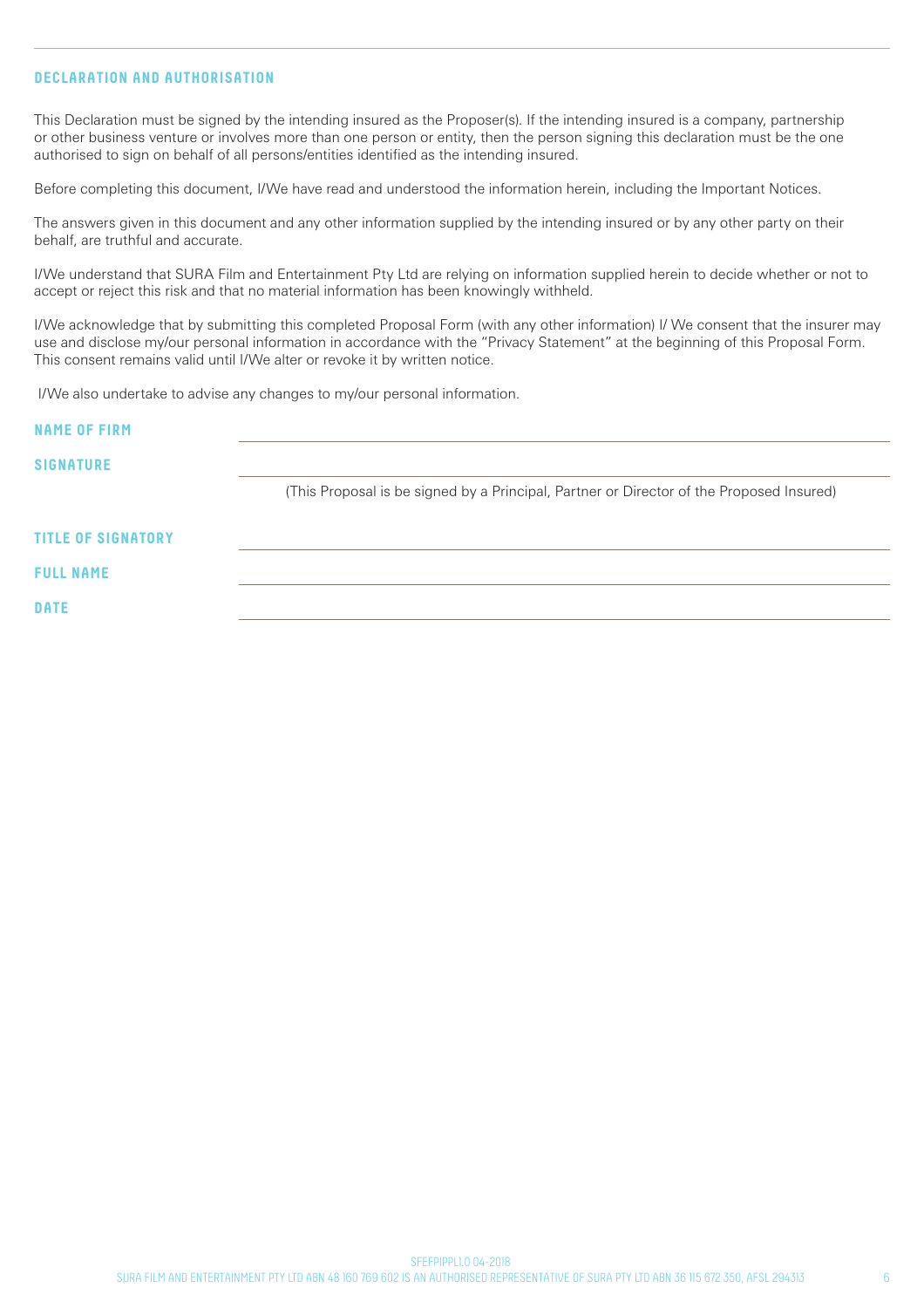## DECLARATION AND AUTHORISATION

This Declaration must be signed by the intending insured as the Proposer(s). If the intending insured is a company, partnership or other business venture or involves more than one person or entity, then the person signing this declaration must be the one authorised to sign on behalf of all persons/entities identified as the intending insured.

Before completing this document, I/We have read and understood the information herein, including the Important Notices.

The answers given in this document and any other information supplied by the intending insured or by any other party on their behalf, are truthful and accurate.

I/We understand that SURA Film and Entertainment Pty Ltd are relying on information supplied herein to decide whether or not to accept or reject this risk and that no material information has been knowingly withheld.

I/We acknowledge that by submitting this completed Proposal Form (with any other information) I/ We consent that the insurer may use and disclose my/our personal information in accordance with the "Privacy Statement" at the beginning of this Proposal Form. This consent remains valid until I/We alter or revoke it by written notice.

I/We also undertake to advise any changes to my/our personal information.

**NAME OF FIRM** ______________________________

**SIGNATURE** ______________________________

(This Proposal is be signed by a Principal, Partner or Director of the Proposed Insured)

**TITLE OF SIGNATORY** ______________________________

**FULL NAME** ______________________________

**DATE** ______________________________

SFEFPIPPL1.0 04-2018

SURA FILM AND ENTERTAINMENT PTY LTD ABN 48 160 769 602 IS AN AUTHORISED REPRESENTATIVE OF SURA PTY LTD ABN 36 115 672 350, AFSL 294313